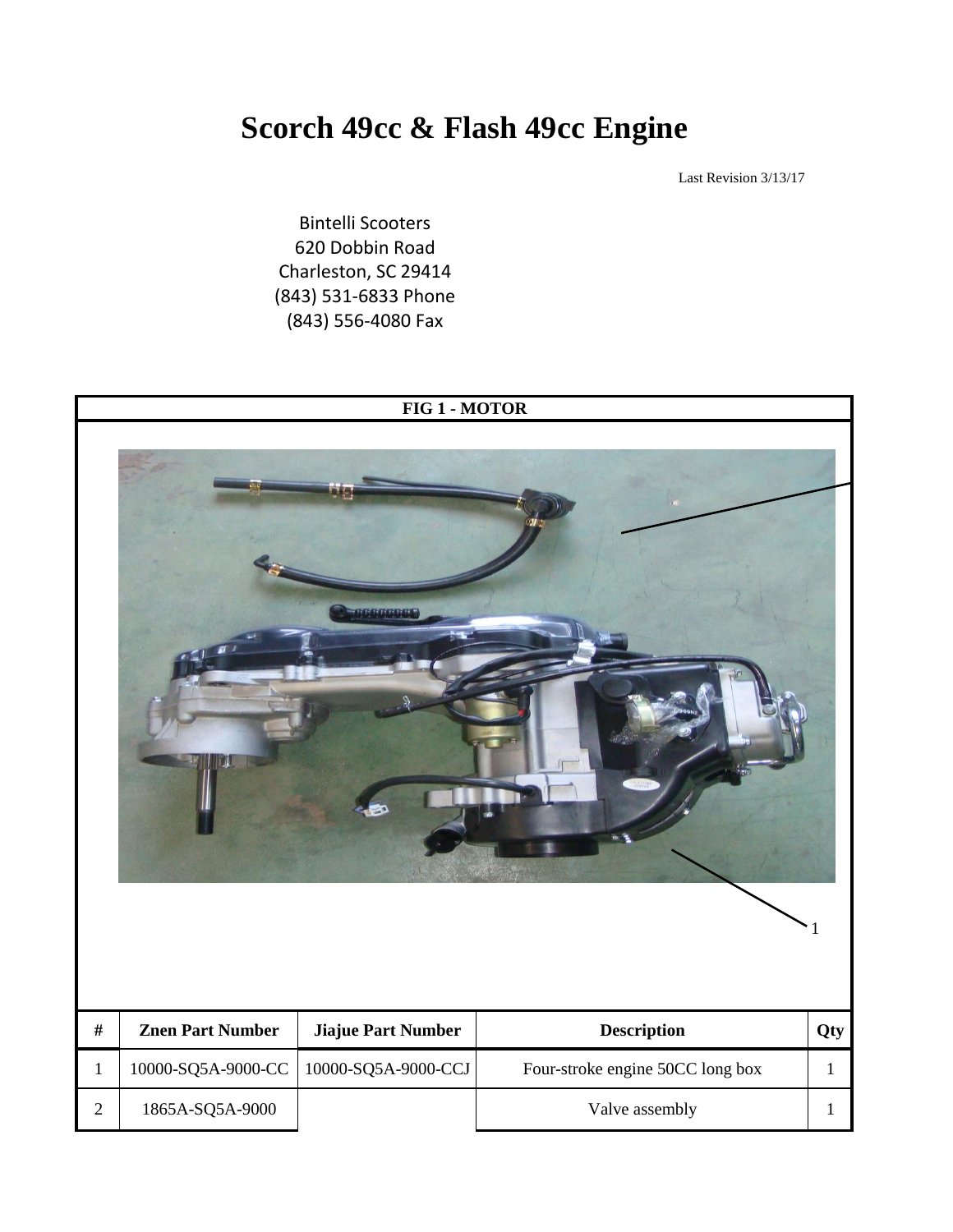# Scorch 49cc & Flash 49cc Engine

Last Revision 3/13/17

Bintelli Scooters
620 Dobbin Road
Charleston, SC 29414
(843) 531-6833 Phone
(843) 556-4080 Fax

**FIG 1 - MOTOR**

1

| # | Znen Part Number | Jiajue Part Number | Description | Qty |
|---|---|---|---|---|
| 1 | 10000-SQ5A-9000-CC | 10000-SQ5A-9000-CCJ | Four-stroke engine 50CC long box | 1 |
| 2 | 1865A-SQ5A-9000 | | Valve assembly | 1 |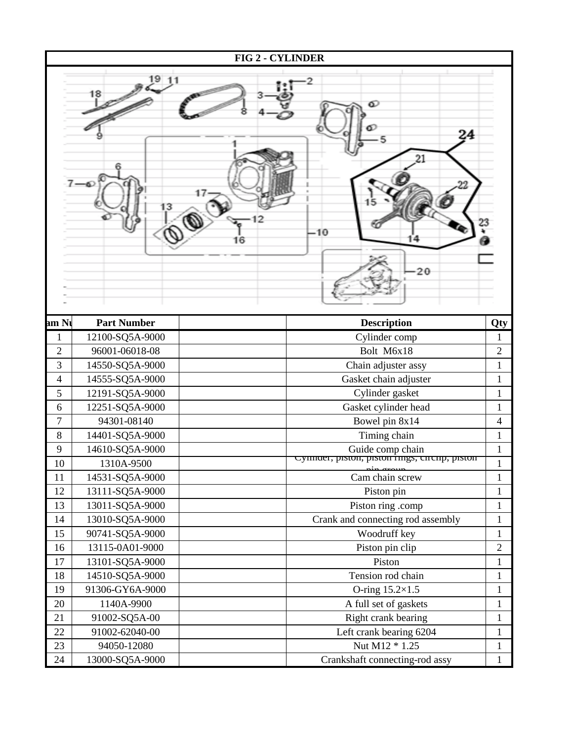## FIG 2 - CYLINDER

| am Nu | Part Number | | Description | Qty |
|---|---|---|---|---|
| 1 | 12100-SQ5A-9000 | | Cylinder comp | 1 |
| 2 | 96001-06018-08 | | Bolt M6x18 | 2 |
| 3 | 14550-SQ5A-9000 | | Chain adjuster assy | 1 |
| 4 | 14555-SQ5A-9000 | | Gasket chain adjuster | 1 |
| 5 | 12191-SQ5A-9000 | | Cylinder gasket | 1 |
| 6 | 12251-SQ5A-9000 | | Gasket cylinder head | 1 |
| 7 | 94301-08140 | | Bowel pin 8x14 | 4 |
| 8 | 14401-SQ5A-9000 | | Timing chain | 1 |
| 9 | 14610-SQ5A-9000 | | Guide comp chain | 1 |
| 10 | 1310A-9500 | | Cylinder, piston, piston rings, circlip, piston pin group | 1 |
| 11 | 14531-SQ5A-9000 | | Cam chain screw | 1 |
| 12 | 13111-SQ5A-9000 | | Piston pin | 1 |
| 13 | 13011-SQ5A-9000 | | Piston ring .comp | 1 |
| 14 | 13010-SQ5A-9000 | | Crank and connecting rod assembly | 1 |
| 15 | 90741-SQ5A-9000 | | Woodruff key | 1 |
| 16 | 13115-0A01-9000 | | Piston pin clip | 2 |
| 17 | 13101-SQ5A-9000 | | Piston | 1 |
| 18 | 14510-SQ5A-9000 | | Tension rod chain | 1 |
| 19 | 91306-GY6A-9000 | | O-ring 15.2×1.5 | 1 |
| 20 | 1140A-9900 | | A full set of gaskets | 1 |
| 21 | 91002-SQ5A-00 | | Right crank bearing | 1 |
| 22 | 91002-62040-00 | | Left crank bearing 6204 | 1 |
| 23 | 94050-12080 | | Nut M12 * 1.25 | 1 |
| 24 | 13000-SQ5A-9000 | | Crankshaft connecting-rod assy | 1 |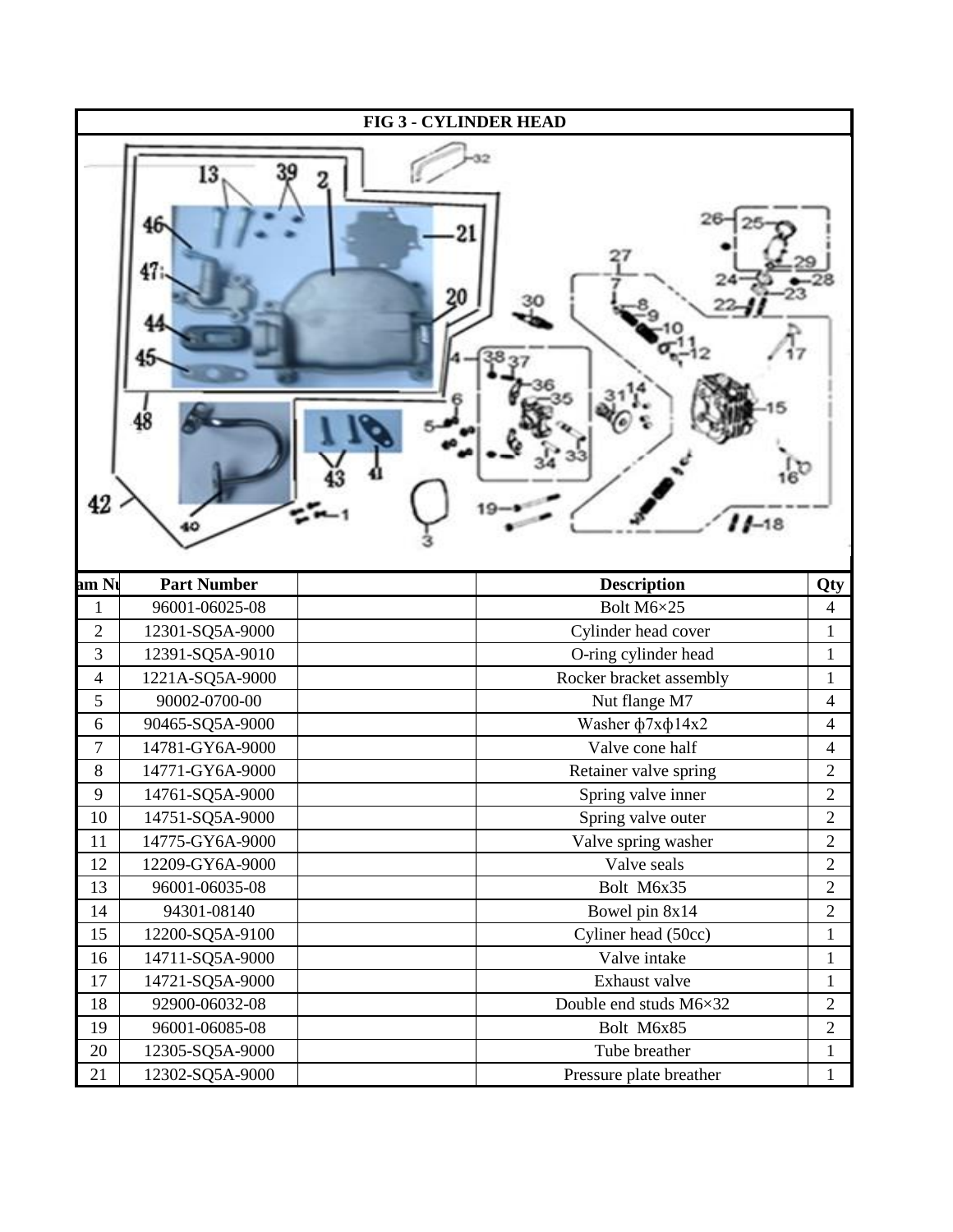## FIG 3 - CYLINDER HEAD

| Item Nu | Part Number | | Description | Qty |
|---|---|---|---|---|
| 1 | 96001-06025-08 | | Bolt M6×25 | 4 |
| 2 | 12301-SQ5A-9000 | | Cylinder head cover | 1 |
| 3 | 12391-SQ5A-9010 | | O-ring cylinder head | 1 |
| 4 | 1221A-SQ5A-9000 | | Rocker bracket assembly | 1 |
| 5 | 90002-0700-00 | | Nut flange M7 | 4 |
| 6 | 90465-SQ5A-9000 | | Washer ф7xф14x2 | 4 |
| 7 | 14781-GY6A-9000 | | Valve cone half | 4 |
| 8 | 14771-GY6A-9000 | | Retainer valve spring | 2 |
| 9 | 14761-SQ5A-9000 | | Spring valve inner | 2 |
| 10 | 14751-SQ5A-9000 | | Spring valve outer | 2 |
| 11 | 14775-GY6A-9000 | | Valve spring washer | 2 |
| 12 | 12209-GY6A-9000 | | Valve seals | 2 |
| 13 | 96001-06035-08 | | Bolt M6x35 | 2 |
| 14 | 94301-08140 | | Bowel pin 8x14 | 2 |
| 15 | 12200-SQ5A-9100 | | Cyliner head (50cc) | 1 |
| 16 | 14711-SQ5A-9000 | | Valve intake | 1 |
| 17 | 14721-SQ5A-9000 | | Exhaust valve | 1 |
| 18 | 92900-06032-08 | | Double end studs M6×32 | 2 |
| 19 | 96001-06085-08 | | Bolt M6x85 | 2 |
| 20 | 12305-SQ5A-9000 | | Tube breather | 1 |
| 21 | 12302-SQ5A-9000 | | Pressure plate breather | 1 |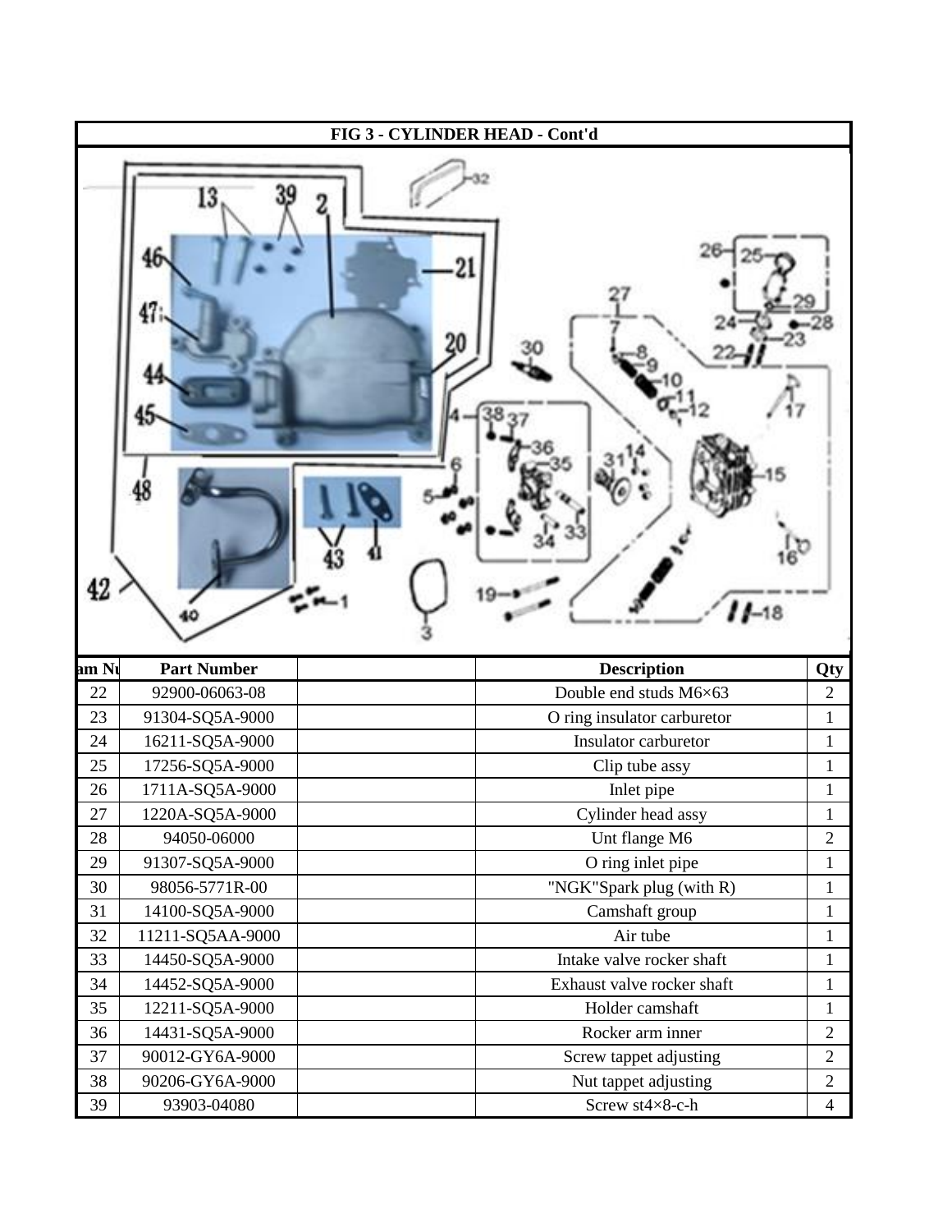## FIG 3 - CYLINDER HEAD - Cont'd

| Item No | Part Number | | Description | Qty |
|---|---|---|---|---|
| 22 | 92900-06063-08 | | Double end studs M6×63 | 2 |
| 23 | 91304-SQ5A-9000 | | O ring insulator carburetor | 1 |
| 24 | 16211-SQ5A-9000 | | Insulator carburetor | 1 |
| 25 | 17256-SQ5A-9000 | | Clip tube assy | 1 |
| 26 | 1711A-SQ5A-9000 | | Inlet pipe | 1 |
| 27 | 1220A-SQ5A-9000 | | Cylinder head assy | 1 |
| 28 | 94050-06000 | | Unt flange M6 | 2 |
| 29 | 91307-SQ5A-9000 | | O ring inlet pipe | 1 |
| 30 | 98056-5771R-00 | | "NGK"Spark plug (with R) | 1 |
| 31 | 14100-SQ5A-9000 | | Camshaft group | 1 |
| 32 | 11211-SQ5AA-9000 | | Air tube | 1 |
| 33 | 14450-SQ5A-9000 | | Intake valve rocker shaft | 1 |
| 34 | 14452-SQ5A-9000 | | Exhaust valve rocker shaft | 1 |
| 35 | 12211-SQ5A-9000 | | Holder camshaft | 1 |
| 36 | 14431-SQ5A-9000 | | Rocker arm inner | 2 |
| 37 | 90012-GY6A-9000 | | Screw tappet adjusting | 2 |
| 38 | 90206-GY6A-9000 | | Nut tappet adjusting | 2 |
| 39 | 93903-04080 | | Screw st4×8-c-h | 4 |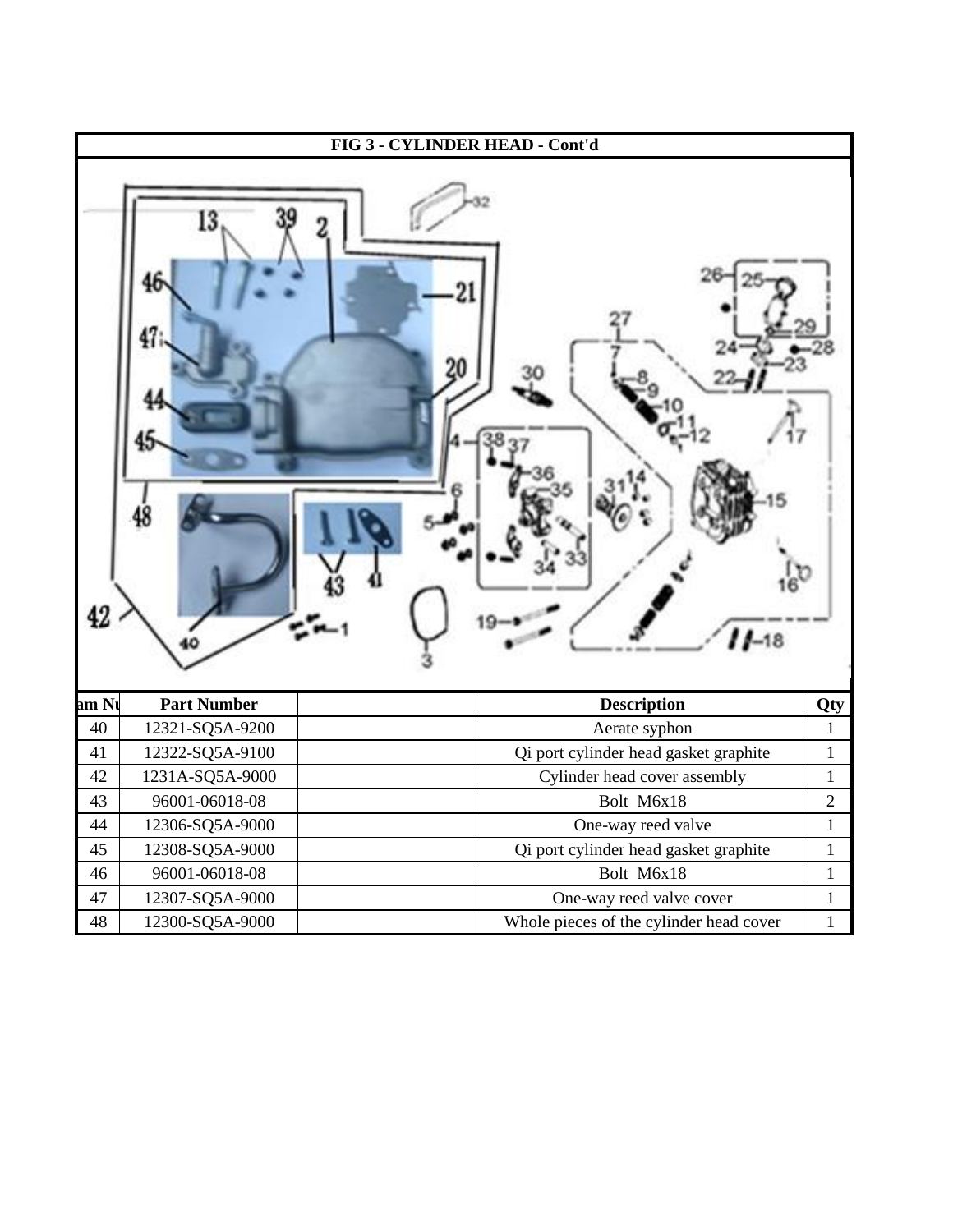**FIG 3 - CYLINDER HEAD - Cont'd**

| am Nu | Part Number | | Description | Qty |
|---|---|---|---|---|
| 40 | 12321-SQ5A-9200 | | Aerate syphon | 1 |
| 41 | 12322-SQ5A-9100 | | Qi port cylinder head gasket graphite | 1 |
| 42 | 1231A-SQ5A-9000 | | Cylinder head cover assembly | 1 |
| 43 | 96001-06018-08 | | Bolt M6x18 | 2 |
| 44 | 12306-SQ5A-9000 | | One-way reed valve | 1 |
| 45 | 12308-SQ5A-9000 | | Qi port cylinder head gasket graphite | 1 |
| 46 | 96001-06018-08 | | Bolt M6x18 | 1 |
| 47 | 12307-SQ5A-9000 | | One-way reed valve cover | 1 |
| 48 | 12300-SQ5A-9000 | | Whole pieces of the cylinder head cover | 1 |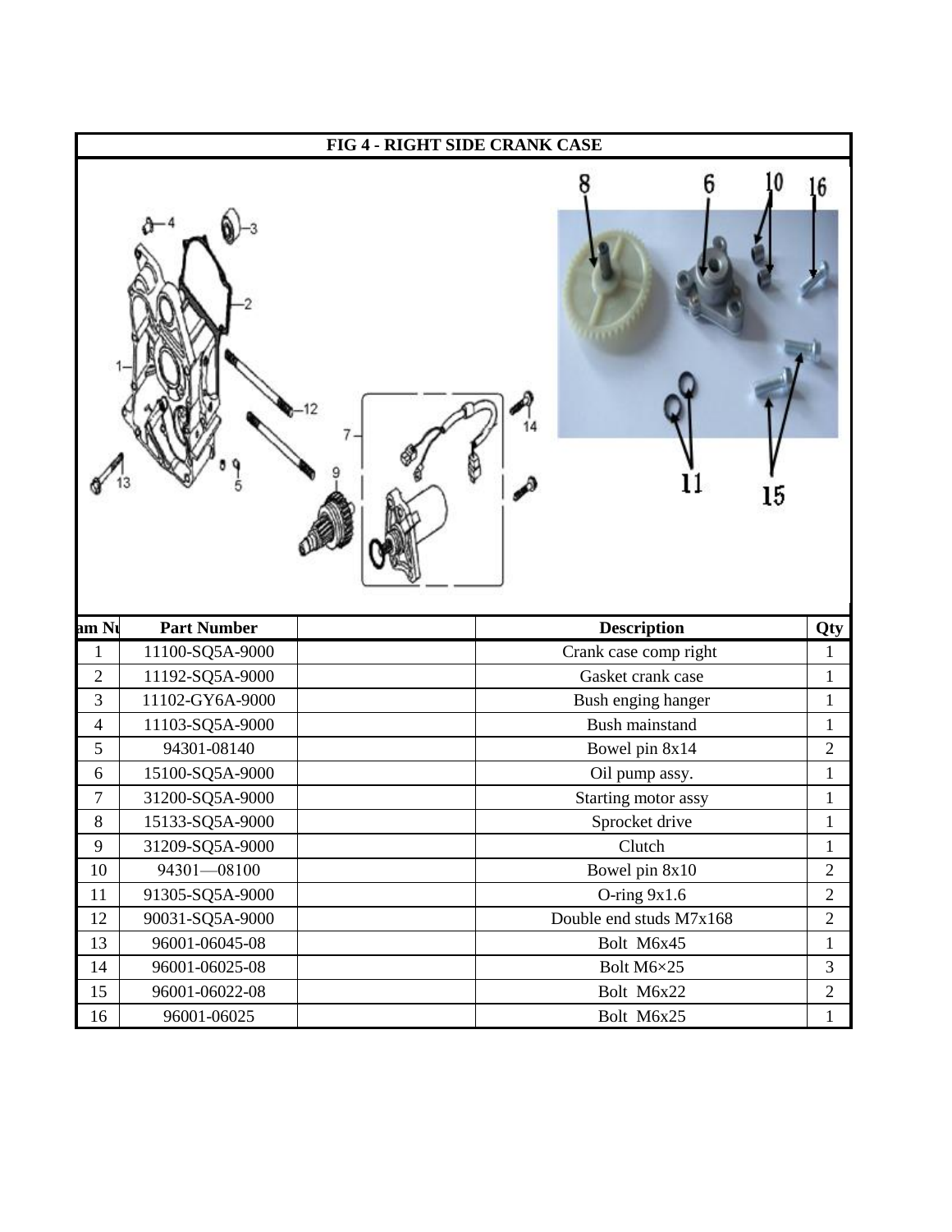## FIG 4 - RIGHT SIDE CRANK CASE

| am Nu | Part Number | | Description | Qty |
|---|---|---|---|---|
| 1 | 11100-SQ5A-9000 | | Crank case comp right | 1 |
| 2 | 11192-SQ5A-9000 | | Gasket crank case | 1 |
| 3 | 11102-GY6A-9000 | | Bush enging hanger | 1 |
| 4 | 11103-SQ5A-9000 | | Bush mainstand | 1 |
| 5 | 94301-08140 | | Bowel pin 8x14 | 2 |
| 6 | 15100-SQ5A-9000 | | Oil pump assy. | 1 |
| 7 | 31200-SQ5A-9000 | | Starting motor assy | 1 |
| 8 | 15133-SQ5A-9000 | | Sprocket drive | 1 |
| 9 | 31209-SQ5A-9000 | | Clutch | 1 |
| 10 | 94301—08100 | | Bowel pin 8x10 | 2 |
| 11 | 91305-SQ5A-9000 | | O-ring 9x1.6 | 2 |
| 12 | 90031-SQ5A-9000 | | Double end studs M7x168 | 2 |
| 13 | 96001-06045-08 | | Bolt M6x45 | 1 |
| 14 | 96001-06025-08 | | Bolt M6×25 | 3 |
| 15 | 96001-06022-08 | | Bolt M6x22 | 2 |
| 16 | 96001-06025 | | Bolt M6x25 | 1 |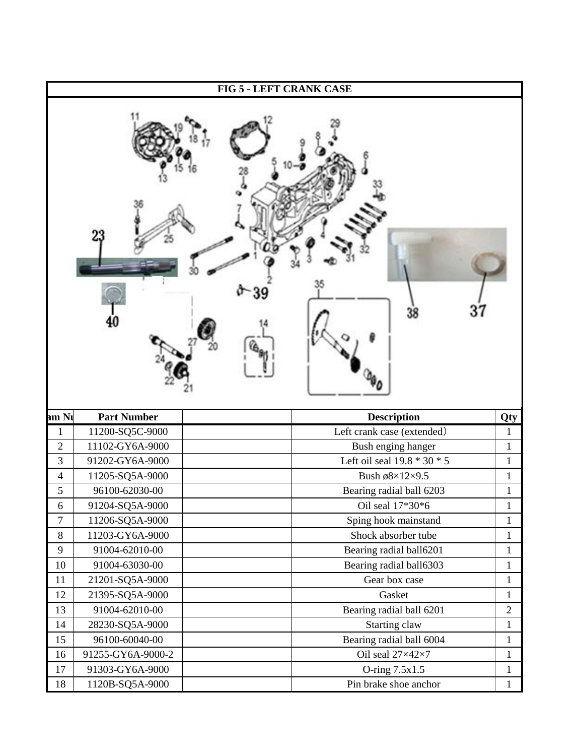| FIG 5 - LEFT CRANK CASE | | | | |
|---|---|---|---|---|
| am Nu | Part Number | | Description | Qty |
| 1 | 11200-SQ5C-9000 | | Left crank case (extended) | 1 |
| 2 | 11102-GY6A-9000 | | Bush enging hanger | 1 |
| 3 | 91202-GY6A-9000 | | Left oil seal 19.8 * 30 * 5 | 1 |
| 4 | 11205-SQ5A-9000 | | Bush ø8×12×9.5 | 1 |
| 5 | 96100-62030-00 | | Bearing radial ball 6203 | 1 |
| 6 | 91204-SQ5A-9000 | | Oil seal 17*30*6 | 1 |
| 7 | 11206-SQ5A-9000 | | Sping hook mainstand | 1 |
| 8 | 11203-GY6A-9000 | | Shock absorber tube | 1 |
| 9 | 91004-62010-00 | | Bearing radial ball6201 | 1 |
| 10 | 91004-63030-00 | | Bearing radial ball6303 | 1 |
| 11 | 21201-SQ5A-9000 | | Gear box case | 1 |
| 12 | 21395-SQ5A-9000 | | Gasket | 1 |
| 13 | 91004-62010-00 | | Bearing radial ball 6201 | 2 |
| 14 | 28230-SQ5A-9000 | | Starting claw | 1 |
| 15 | 96100-60040-00 | | Bearing radial ball 6004 | 1 |
| 16 | 91255-GY6A-9000-2 | | Oil seal 27×42×7 | 1 |
| 17 | 91303-GY6A-9000 | | O-ring 7.5x1.5 | 1 |
| 18 | 1120B-SQ5A-9000 | | Pin brake shoe anchor | 1 |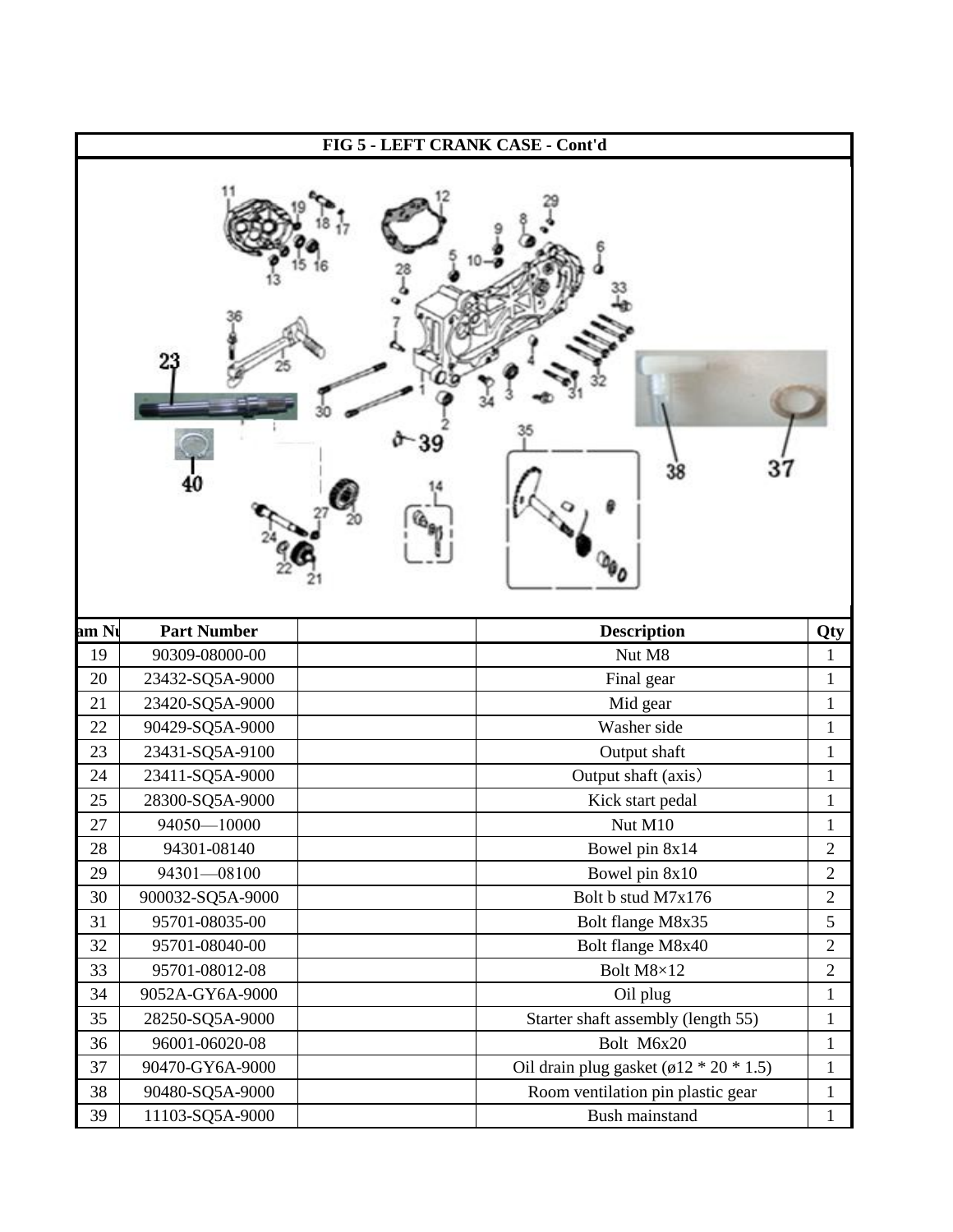## FIG 5 - LEFT CRANK CASE - Cont'd

| am Nu | Part Number | | Description | Qty |
|---|---|---|---|---|
| 19 | 90309-08000-00 | | Nut M8 | 1 |
| 20 | 23432-SQ5A-9000 | | Final gear | 1 |
| 21 | 23420-SQ5A-9000 | | Mid gear | 1 |
| 22 | 90429-SQ5A-9000 | | Washer side | 1 |
| 23 | 23431-SQ5A-9100 | | Output shaft | 1 |
| 24 | 23411-SQ5A-9000 | | Output shaft (axis) | 1 |
| 25 | 28300-SQ5A-9000 | | Kick start pedal | 1 |
| 27 | 94050—10000 | | Nut M10 | 1 |
| 28 | 94301-08140 | | Bowel pin 8x14 | 2 |
| 29 | 94301—08100 | | Bowel pin 8x10 | 2 |
| 30 | 900032-SQ5A-9000 | | Bolt b stud M7x176 | 2 |
| 31 | 95701-08035-00 | | Bolt flange M8x35 | 5 |
| 32 | 95701-08040-00 | | Bolt flange M8x40 | 2 |
| 33 | 95701-08012-08 | | Bolt M8×12 | 2 |
| 34 | 9052A-GY6A-9000 | | Oil plug | 1 |
| 35 | 28250-SQ5A-9000 | | Starter shaft assembly (length 55) | 1 |
| 36 | 96001-06020-08 | | Bolt M6x20 | 1 |
| 37 | 90470-GY6A-9000 | | Oil drain plug gasket (ø12 * 20 * 1.5) | 1 |
| 38 | 90480-SQ5A-9000 | | Room ventilation pin plastic gear | 1 |
| 39 | 11103-SQ5A-9000 | | Bush mainstand | 1 |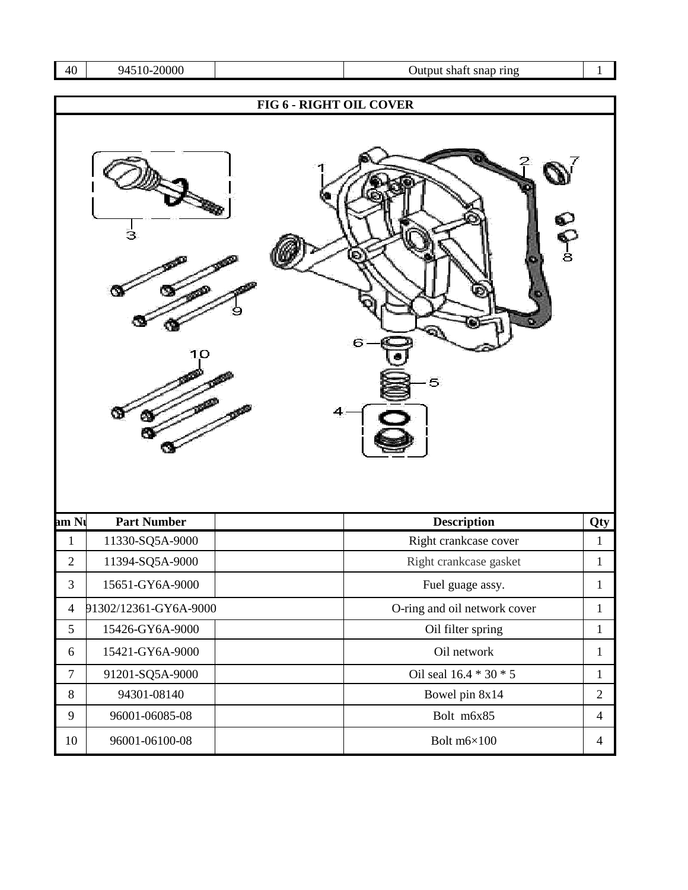| 40 | 94510-20000 | | Output shaft snap ring | 1 |
|---|---|---|---|---|

## FIG 6 - RIGHT OIL COVER

| am Nu | Part Number | | Description | Qty |
|---|---|---|---|---|
| 1 | 11330-SQ5A-9000 | | Right crankcase cover | 1 |
| 2 | 11394-SQ5A-9000 | | Right crankcase gasket | 1 |
| 3 | 15651-GY6A-9000 | | Fuel guage assy. | 1 |
| 4 | 91302/12361-GY6A-9000 | | O-ring and oil network cover | 1 |
| 5 | 15426-GY6A-9000 | | Oil filter spring | 1 |
| 6 | 15421-GY6A-9000 | | Oil network | 1 |
| 7 | 91201-SQ5A-9000 | | Oil seal 16.4 * 30 * 5 | 1 |
| 8 | 94301-08140 | | Bowel pin 8x14 | 2 |
| 9 | 96001-06085-08 | | Bolt m6x85 | 4 |
| 10 | 96001-06100-08 | | Bolt m6×100 | 4 |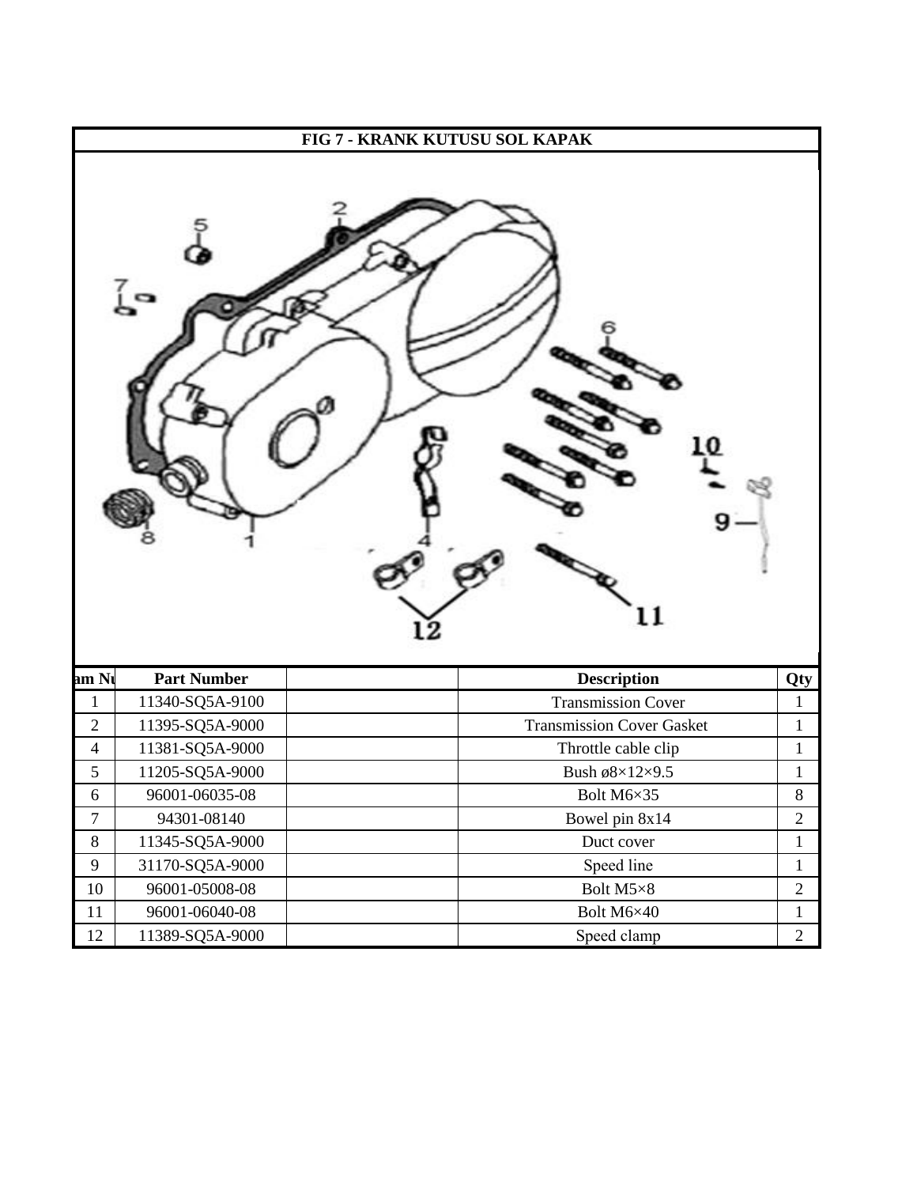## FIG 7 - KRANK KUTUSU SOL KAPAK

| am Nu | Part Number | | Description | Qty |
|---|---|---|---|---|
| 1 | 11340-SQ5A-9100 | | Transmission Cover | 1 |
| 2 | 11395-SQ5A-9000 | | Transmission Cover Gasket | 1 |
| 4 | 11381-SQ5A-9000 | | Throttle cable clip | 1 |
| 5 | 11205-SQ5A-9000 | | Bush ø8×12×9.5 | 1 |
| 6 | 96001-06035-08 | | Bolt M6×35 | 8 |
| 7 | 94301-08140 | | Bowel pin 8x14 | 2 |
| 8 | 11345-SQ5A-9000 | | Duct cover | 1 |
| 9 | 31170-SQ5A-9000 | | Speed line | 1 |
| 10 | 96001-05008-08 | | Bolt M5×8 | 2 |
| 11 | 96001-06040-08 | | Bolt M6×40 | 1 |
| 12 | 11389-SQ5A-9000 | | Speed clamp | 2 |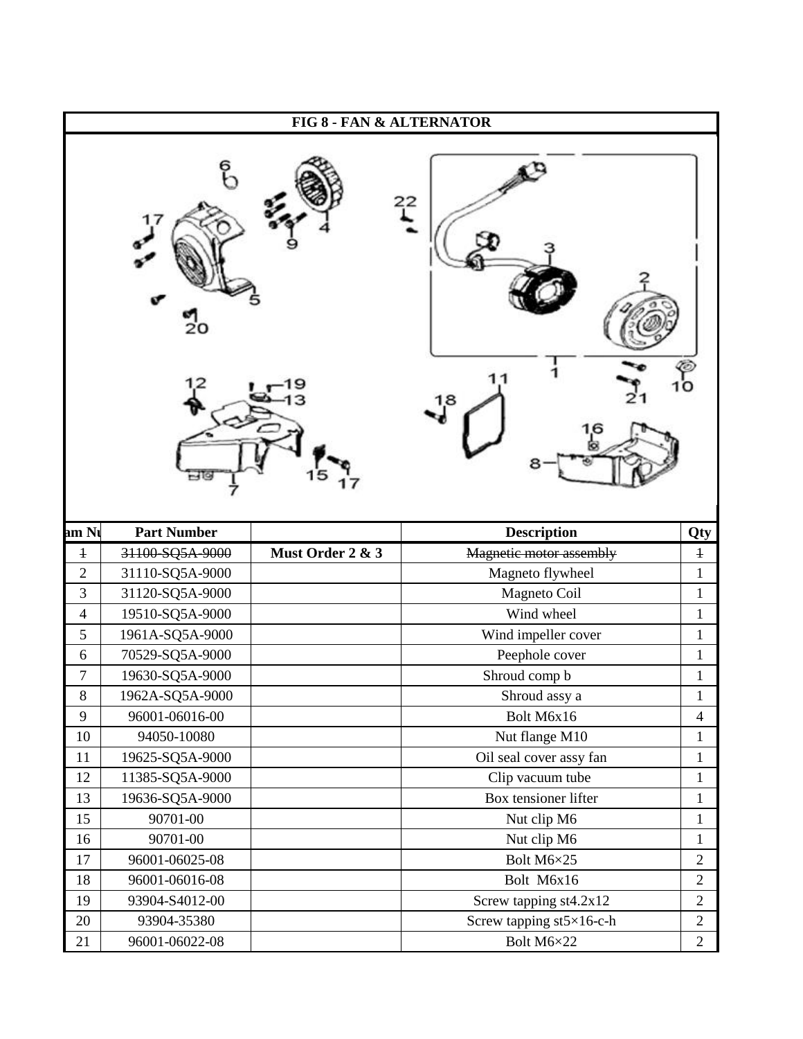## FIG 8 - FAN & ALTERNATOR

| am Nu | Part Number | | Description | Qty |
|---|---|---|---|---|
| ~~1~~ | ~~31100-SQ5A-9000~~ | **Must Order 2 & 3** | ~~Magnetic motor assembly~~ | ~~1~~ |
| 2 | 31110-SQ5A-9000 | | Magneto flywheel | 1 |
| 3 | 31120-SQ5A-9000 | | Magneto Coil | 1 |
| 4 | 19510-SQ5A-9000 | | Wind wheel | 1 |
| 5 | 1961A-SQ5A-9000 | | Wind impeller cover | 1 |
| 6 | 70529-SQ5A-9000 | | Peephole cover | 1 |
| 7 | 19630-SQ5A-9000 | | Shroud comp b | 1 |
| 8 | 1962A-SQ5A-9000 | | Shroud assy a | 1 |
| 9 | 96001-06016-00 | | Bolt M6x16 | 4 |
| 10 | 94050-10080 | | Nut flange M10 | 1 |
| 11 | 19625-SQ5A-9000 | | Oil seal cover assy fan | 1 |
| 12 | 11385-SQ5A-9000 | | Clip vacuum tube | 1 |
| 13 | 19636-SQ5A-9000 | | Box tensioner lifter | 1 |
| 15 | 90701-00 | | Nut clip M6 | 1 |
| 16 | 90701-00 | | Nut clip M6 | 1 |
| 17 | 96001-06025-08 | | Bolt M6×25 | 2 |
| 18 | 96001-06016-08 | | Bolt M6x16 | 2 |
| 19 | 93904-S4012-00 | | Screw tapping st4.2x12 | 2 |
| 20 | 93904-35380 | | Screw tapping st5×16-c-h | 2 |
| 21 | 96001-06022-08 | | Bolt M6×22 | 2 |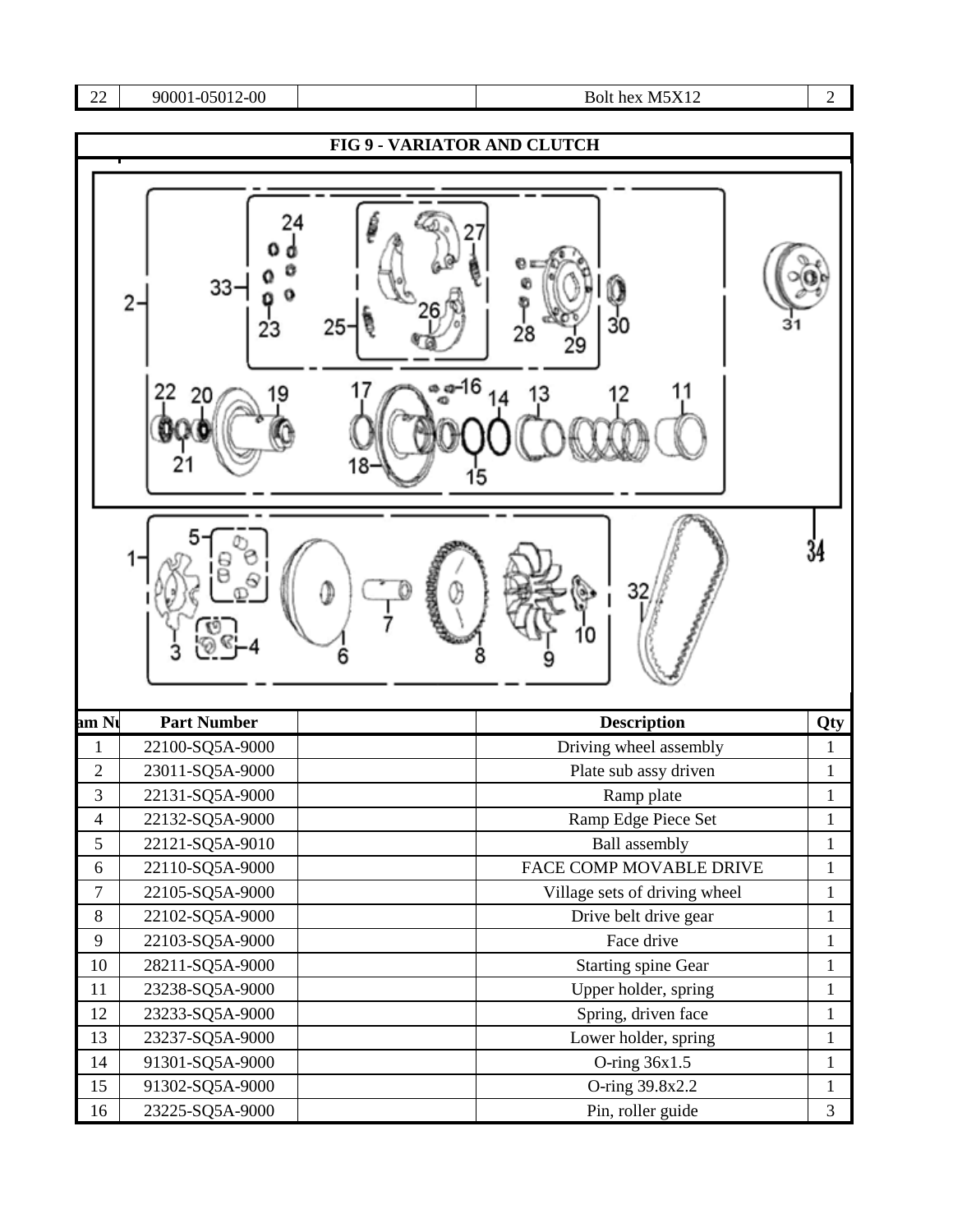| 22 | 90001-05012-00 | | Bolt hex M5X12 | 2 |
|---|---|---|---|---|

## FIG 9 - VARIATOR AND CLUTCH

| am Nu | Part Number | | Description | Qty |
|---|---|---|---|---|
| 1 | 22100-SQ5A-9000 | | Driving wheel assembly | 1 |
| 2 | 23011-SQ5A-9000 | | Plate sub assy driven | 1 |
| 3 | 22131-SQ5A-9000 | | Ramp plate | 1 |
| 4 | 22132-SQ5A-9000 | | Ramp Edge Piece Set | 1 |
| 5 | 22121-SQ5A-9010 | | Ball assembly | 1 |
| 6 | 22110-SQ5A-9000 | | FACE COMP MOVABLE DRIVE | 1 |
| 7 | 22105-SQ5A-9000 | | Village sets of driving wheel | 1 |
| 8 | 22102-SQ5A-9000 | | Drive belt drive gear | 1 |
| 9 | 22103-SQ5A-9000 | | Face drive | 1 |
| 10 | 28211-SQ5A-9000 | | Starting spine Gear | 1 |
| 11 | 23238-SQ5A-9000 | | Upper holder, spring | 1 |
| 12 | 23233-SQ5A-9000 | | Spring, driven face | 1 |
| 13 | 23237-SQ5A-9000 | | Lower holder, spring | 1 |
| 14 | 91301-SQ5A-9000 | | O-ring 36x1.5 | 1 |
| 15 | 91302-SQ5A-9000 | | O-ring 39.8x2.2 | 1 |
| 16 | 23225-SQ5A-9000 | | Pin, roller guide | 3 |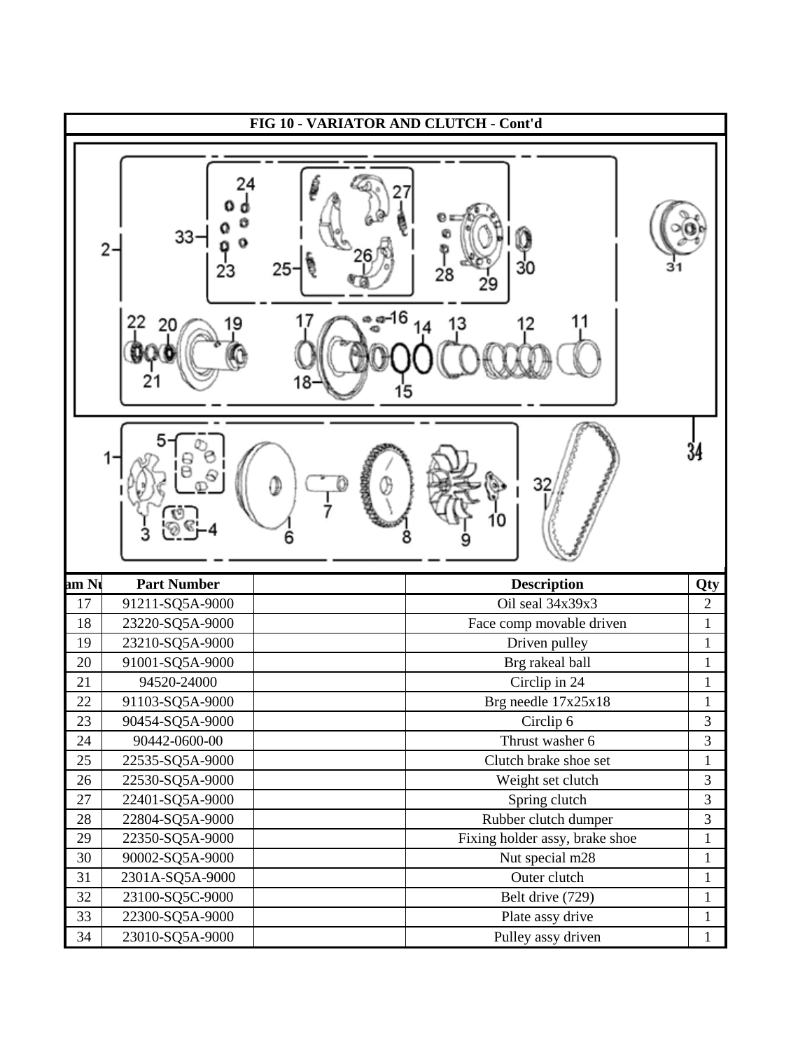## FIG 10 - VARIATOR AND CLUTCH - Cont'd

| Item Nu | Part Number | | Description | Qty |
|---|---|---|---|---|
| 17 | 91211-SQ5A-9000 | | Oil seal 34x39x3 | 2 |
| 18 | 23220-SQ5A-9000 | | Face comp movable driven | 1 |
| 19 | 23210-SQ5A-9000 | | Driven pulley | 1 |
| 20 | 91001-SQ5A-9000 | | Brg rakeal ball | 1 |
| 21 | 94520-24000 | | Circlip in 24 | 1 |
| 22 | 91103-SQ5A-9000 | | Brg needle 17x25x18 | 1 |
| 23 | 90454-SQ5A-9000 | | Circlip 6 | 3 |
| 24 | 90442-0600-00 | | Thrust washer 6 | 3 |
| 25 | 22535-SQ5A-9000 | | Clutch brake shoe set | 1 |
| 26 | 22530-SQ5A-9000 | | Weight set clutch | 3 |
| 27 | 22401-SQ5A-9000 | | Spring clutch | 3 |
| 28 | 22804-SQ5A-9000 | | Rubber clutch dumper | 3 |
| 29 | 22350-SQ5A-9000 | | Fixing holder assy, brake shoe | 1 |
| 30 | 90002-SQ5A-9000 | | Nut special m28 | 1 |
| 31 | 2301A-SQ5A-9000 | | Outer clutch | 1 |
| 32 | 23100-SQ5C-9000 | | Belt drive (729) | 1 |
| 33 | 22300-SQ5A-9000 | | Plate assy drive | 1 |
| 34 | 23010-SQ5A-9000 | | Pulley assy driven | 1 |